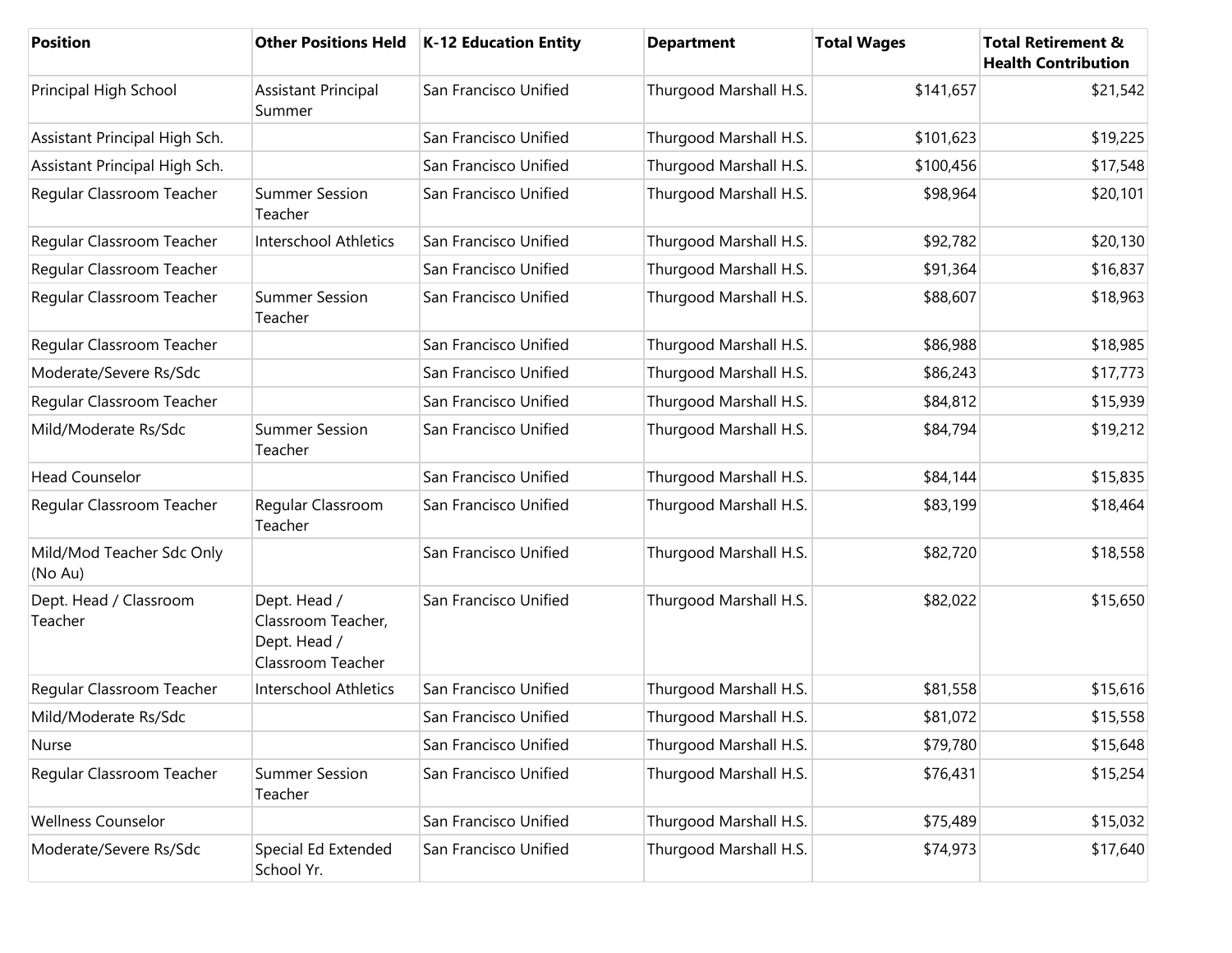| Position | Other Positions Held | K-12 Education Entity | Department | Total Wages | Total Retirement & Health Contribution |
|---|---|---|---|---|---|
| Principal High School | Assistant Principal Summer | San Francisco Unified | Thurgood Marshall H.S. | $141,657 | $21,542 |
| Assistant Principal High Sch. | | San Francisco Unified | Thurgood Marshall H.S. | $101,623 | $19,225 |
| Assistant Principal High Sch. | | San Francisco Unified | Thurgood Marshall H.S. | $100,456 | $17,548 |
| Regular Classroom Teacher | Summer Session Teacher | San Francisco Unified | Thurgood Marshall H.S. | $98,964 | $20,101 |
| Regular Classroom Teacher | Interschool Athletics | San Francisco Unified | Thurgood Marshall H.S. | $92,782 | $20,130 |
| Regular Classroom Teacher | | San Francisco Unified | Thurgood Marshall H.S. | $91,364 | $16,837 |
| Regular Classroom Teacher | Summer Session Teacher | San Francisco Unified | Thurgood Marshall H.S. | $88,607 | $18,963 |
| Regular Classroom Teacher | | San Francisco Unified | Thurgood Marshall H.S. | $86,988 | $18,985 |
| Moderate/Severe Rs/Sdc | | San Francisco Unified | Thurgood Marshall H.S. | $86,243 | $17,773 |
| Regular Classroom Teacher | | San Francisco Unified | Thurgood Marshall H.S. | $84,812 | $15,939 |
| Mild/Moderate Rs/Sdc | Summer Session Teacher | San Francisco Unified | Thurgood Marshall H.S. | $84,794 | $19,212 |
| Head Counselor | | San Francisco Unified | Thurgood Marshall H.S. | $84,144 | $15,835 |
| Regular Classroom Teacher | Regular Classroom Teacher | San Francisco Unified | Thurgood Marshall H.S. | $83,199 | $18,464 |
| Mild/Mod Teacher Sdc Only (No Au) | | San Francisco Unified | Thurgood Marshall H.S. | $82,720 | $18,558 |
| Dept. Head / Classroom Teacher | Dept. Head / Classroom Teacher, Dept. Head / Classroom Teacher | San Francisco Unified | Thurgood Marshall H.S. | $82,022 | $15,650 |
| Regular Classroom Teacher | Interschool Athletics | San Francisco Unified | Thurgood Marshall H.S. | $81,558 | $15,616 |
| Mild/Moderate Rs/Sdc | | San Francisco Unified | Thurgood Marshall H.S. | $81,072 | $15,558 |
| Nurse | | San Francisco Unified | Thurgood Marshall H.S. | $79,780 | $15,648 |
| Regular Classroom Teacher | Summer Session Teacher | San Francisco Unified | Thurgood Marshall H.S. | $76,431 | $15,254 |
| Wellness Counselor | | San Francisco Unified | Thurgood Marshall H.S. | $75,489 | $15,032 |
| Moderate/Severe Rs/Sdc | Special Ed Extended School Yr. | San Francisco Unified | Thurgood Marshall H.S. | $74,973 | $17,640 |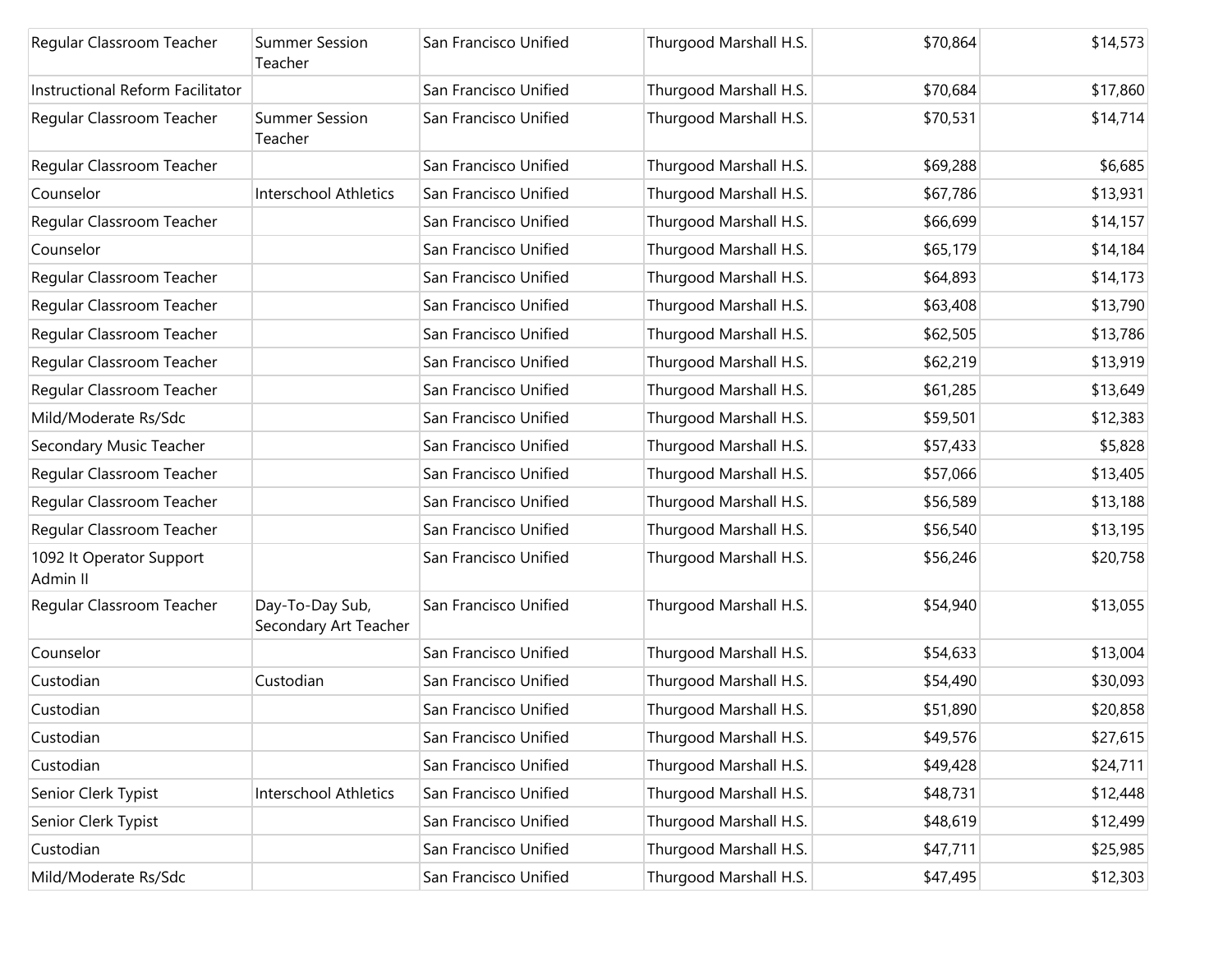| | | | | | |
|---|---|---|---|---|---|
| Regular Classroom Teacher | Summer Session Teacher | San Francisco Unified | Thurgood Marshall H.S. | $70,864 | $14,573 |
| Instructional Reform Facilitator | | San Francisco Unified | Thurgood Marshall H.S. | $70,684 | $17,860 |
| Regular Classroom Teacher | Summer Session Teacher | San Francisco Unified | Thurgood Marshall H.S. | $70,531 | $14,714 |
| Regular Classroom Teacher | | San Francisco Unified | Thurgood Marshall H.S. | $69,288 | $6,685 |
| Counselor | Interschool Athletics | San Francisco Unified | Thurgood Marshall H.S. | $67,786 | $13,931 |
| Regular Classroom Teacher | | San Francisco Unified | Thurgood Marshall H.S. | $66,699 | $14,157 |
| Counselor | | San Francisco Unified | Thurgood Marshall H.S. | $65,179 | $14,184 |
| Regular Classroom Teacher | | San Francisco Unified | Thurgood Marshall H.S. | $64,893 | $14,173 |
| Regular Classroom Teacher | | San Francisco Unified | Thurgood Marshall H.S. | $63,408 | $13,790 |
| Regular Classroom Teacher | | San Francisco Unified | Thurgood Marshall H.S. | $62,505 | $13,786 |
| Regular Classroom Teacher | | San Francisco Unified | Thurgood Marshall H.S. | $62,219 | $13,919 |
| Regular Classroom Teacher | | San Francisco Unified | Thurgood Marshall H.S. | $61,285 | $13,649 |
| Mild/Moderate Rs/Sdc | | San Francisco Unified | Thurgood Marshall H.S. | $59,501 | $12,383 |
| Secondary Music Teacher | | San Francisco Unified | Thurgood Marshall H.S. | $57,433 | $5,828 |
| Regular Classroom Teacher | | San Francisco Unified | Thurgood Marshall H.S. | $57,066 | $13,405 |
| Regular Classroom Teacher | | San Francisco Unified | Thurgood Marshall H.S. | $56,589 | $13,188 |
| Regular Classroom Teacher | | San Francisco Unified | Thurgood Marshall H.S. | $56,540 | $13,195 |
| 1092 It Operator Support Admin II | | San Francisco Unified | Thurgood Marshall H.S. | $56,246 | $20,758 |
| Regular Classroom Teacher | Day-To-Day Sub, Secondary Art Teacher | San Francisco Unified | Thurgood Marshall H.S. | $54,940 | $13,055 |
| Counselor | | San Francisco Unified | Thurgood Marshall H.S. | $54,633 | $13,004 |
| Custodian | Custodian | San Francisco Unified | Thurgood Marshall H.S. | $54,490 | $30,093 |
| Custodian | | San Francisco Unified | Thurgood Marshall H.S. | $51,890 | $20,858 |
| Custodian | | San Francisco Unified | Thurgood Marshall H.S. | $49,576 | $27,615 |
| Custodian | | San Francisco Unified | Thurgood Marshall H.S. | $49,428 | $24,711 |
| Senior Clerk Typist | Interschool Athletics | San Francisco Unified | Thurgood Marshall H.S. | $48,731 | $12,448 |
| Senior Clerk Typist | | San Francisco Unified | Thurgood Marshall H.S. | $48,619 | $12,499 |
| Custodian | | San Francisco Unified | Thurgood Marshall H.S. | $47,711 | $25,985 |
| Mild/Moderate Rs/Sdc | | San Francisco Unified | Thurgood Marshall H.S. | $47,495 | $12,303 |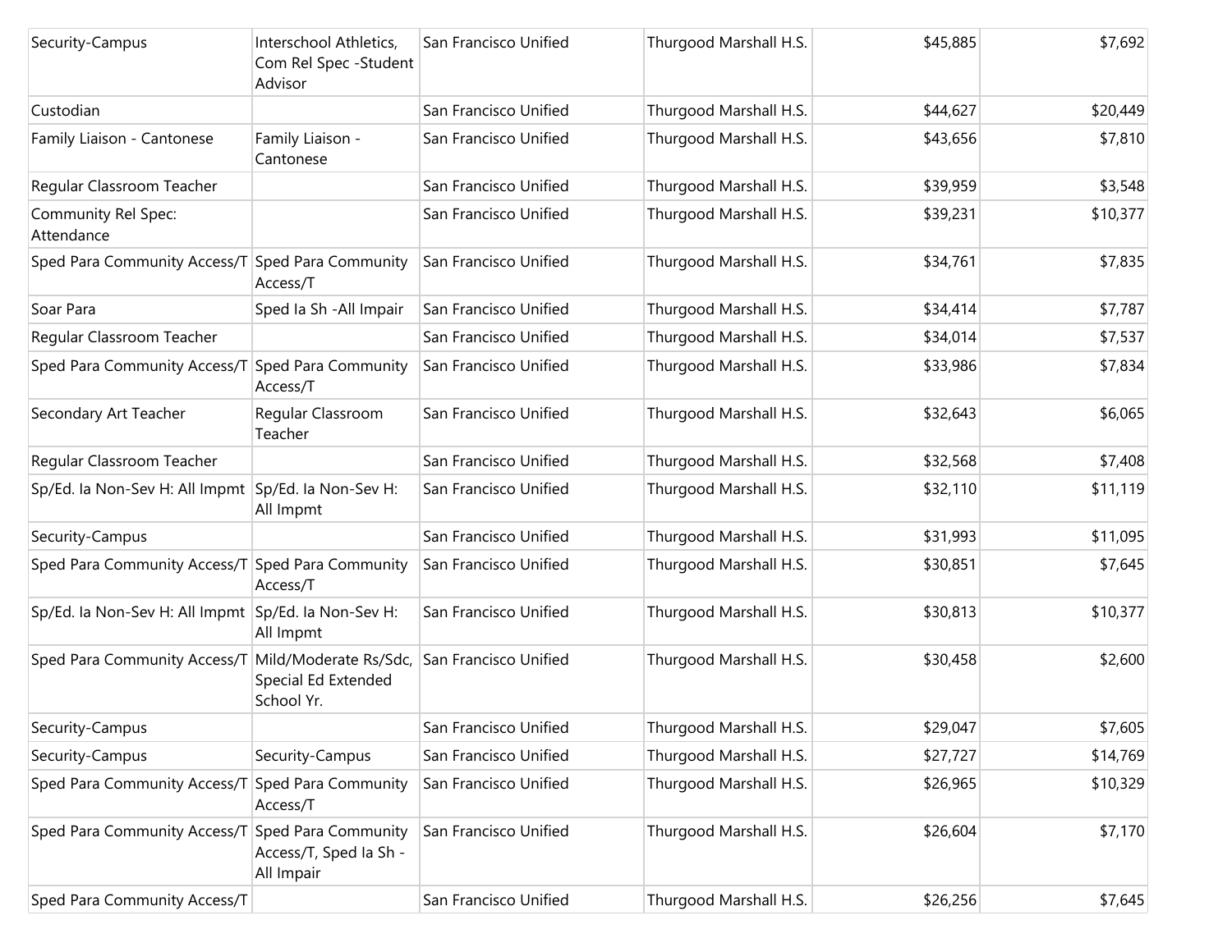| | | | | | |
|---|---|---|---|---|---|
| Security-Campus | Interschool Athletics, Com Rel Spec -Student Advisor | San Francisco Unified | Thurgood Marshall H.S. | $45,885 | $7,692 |
| Custodian | | San Francisco Unified | Thurgood Marshall H.S. | $44,627 | $20,449 |
| Family Liaison - Cantonese | Family Liaison - Cantonese | San Francisco Unified | Thurgood Marshall H.S. | $43,656 | $7,810 |
| Regular Classroom Teacher | | San Francisco Unified | Thurgood Marshall H.S. | $39,959 | $3,548 |
| Community Rel Spec: Attendance | | San Francisco Unified | Thurgood Marshall H.S. | $39,231 | $10,377 |
| Sped Para Community Access/T | Sped Para Community Access/T | San Francisco Unified | Thurgood Marshall H.S. | $34,761 | $7,835 |
| Soar Para | Sped Ia Sh -All Impair | San Francisco Unified | Thurgood Marshall H.S. | $34,414 | $7,787 |
| Regular Classroom Teacher | | San Francisco Unified | Thurgood Marshall H.S. | $34,014 | $7,537 |
| Sped Para Community Access/T | Sped Para Community Access/T | San Francisco Unified | Thurgood Marshall H.S. | $33,986 | $7,834 |
| Secondary Art Teacher | Regular Classroom Teacher | San Francisco Unified | Thurgood Marshall H.S. | $32,643 | $6,065 |
| Regular Classroom Teacher | | San Francisco Unified | Thurgood Marshall H.S. | $32,568 | $7,408 |
| Sp/Ed. Ia Non-Sev H: All Impmt | Sp/Ed. Ia Non-Sev H: All Impmt | San Francisco Unified | Thurgood Marshall H.S. | $32,110 | $11,119 |
| Security-Campus | | San Francisco Unified | Thurgood Marshall H.S. | $31,993 | $11,095 |
| Sped Para Community Access/T | Sped Para Community Access/T | San Francisco Unified | Thurgood Marshall H.S. | $30,851 | $7,645 |
| Sp/Ed. Ia Non-Sev H: All Impmt | Sp/Ed. Ia Non-Sev H: All Impmt | San Francisco Unified | Thurgood Marshall H.S. | $30,813 | $10,377 |
| Sped Para Community Access/T | Mild/Moderate Rs/Sdc, Special Ed Extended School Yr. | San Francisco Unified | Thurgood Marshall H.S. | $30,458 | $2,600 |
| Security-Campus | | San Francisco Unified | Thurgood Marshall H.S. | $29,047 | $7,605 |
| Security-Campus | Security-Campus | San Francisco Unified | Thurgood Marshall H.S. | $27,727 | $14,769 |
| Sped Para Community Access/T | Sped Para Community Access/T | San Francisco Unified | Thurgood Marshall H.S. | $26,965 | $10,329 |
| Sped Para Community Access/T | Sped Para Community Access/T, Sped Ia Sh - All Impair | San Francisco Unified | Thurgood Marshall H.S. | $26,604 | $7,170 |
| Sped Para Community Access/T | | San Francisco Unified | Thurgood Marshall H.S. | $26,256 | $7,645 |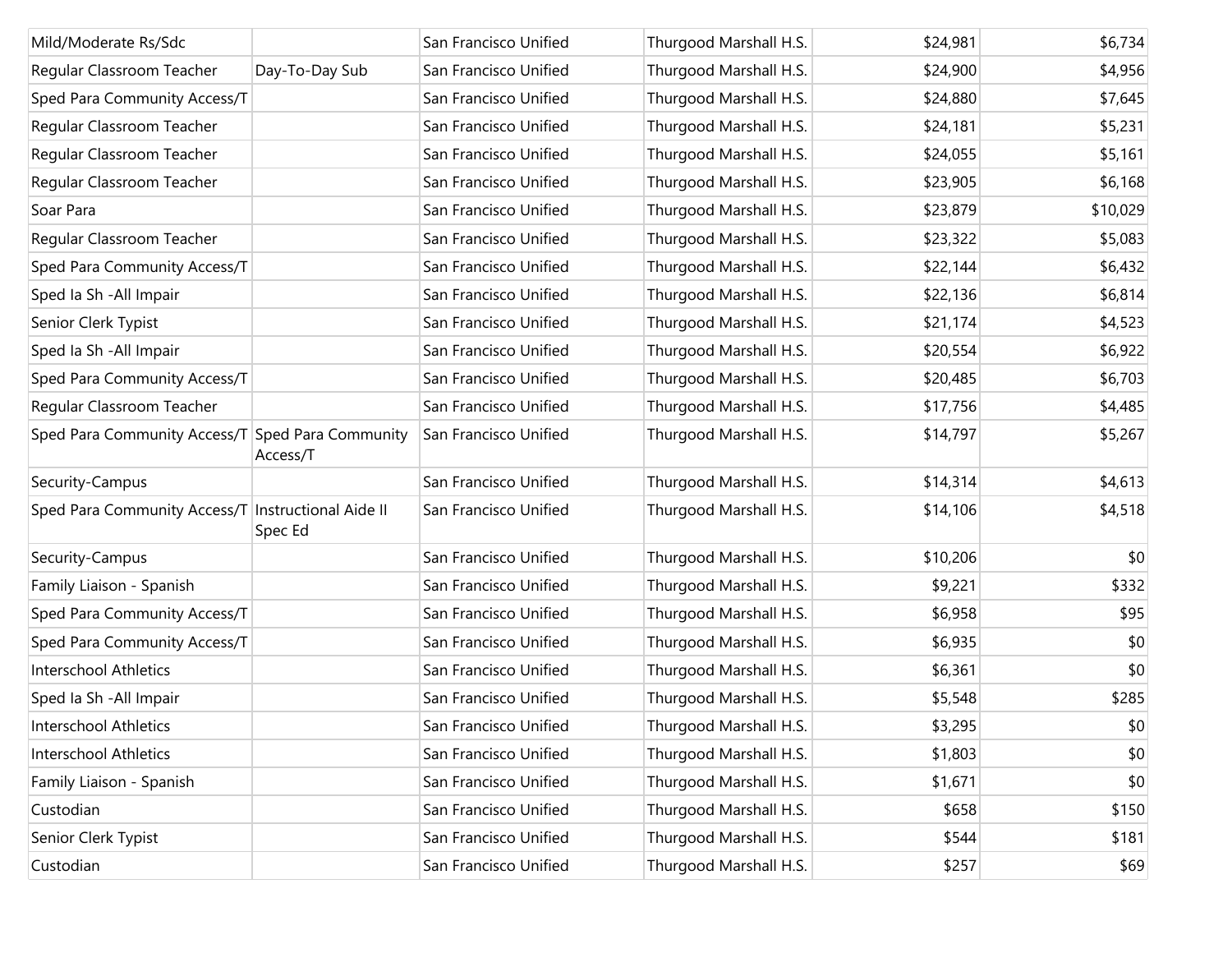| | | | | | |
|---|---|---|---|---|---|
| Mild/Moderate Rs/Sdc | | San Francisco Unified | Thurgood Marshall H.S. | $24,981 | $6,734 |
| Regular Classroom Teacher | Day-To-Day Sub | San Francisco Unified | Thurgood Marshall H.S. | $24,900 | $4,956 |
| Sped Para Community Access/T | | San Francisco Unified | Thurgood Marshall H.S. | $24,880 | $7,645 |
| Regular Classroom Teacher | | San Francisco Unified | Thurgood Marshall H.S. | $24,181 | $5,231 |
| Regular Classroom Teacher | | San Francisco Unified | Thurgood Marshall H.S. | $24,055 | $5,161 |
| Regular Classroom Teacher | | San Francisco Unified | Thurgood Marshall H.S. | $23,905 | $6,168 |
| Soar Para | | San Francisco Unified | Thurgood Marshall H.S. | $23,879 | $10,029 |
| Regular Classroom Teacher | | San Francisco Unified | Thurgood Marshall H.S. | $23,322 | $5,083 |
| Sped Para Community Access/T | | San Francisco Unified | Thurgood Marshall H.S. | $22,144 | $6,432 |
| Sped Ia Sh -All Impair | | San Francisco Unified | Thurgood Marshall H.S. | $22,136 | $6,814 |
| Senior Clerk Typist | | San Francisco Unified | Thurgood Marshall H.S. | $21,174 | $4,523 |
| Sped Ia Sh -All Impair | | San Francisco Unified | Thurgood Marshall H.S. | $20,554 | $6,922 |
| Sped Para Community Access/T | | San Francisco Unified | Thurgood Marshall H.S. | $20,485 | $6,703 |
| Regular Classroom Teacher | | San Francisco Unified | Thurgood Marshall H.S. | $17,756 | $4,485 |
| Sped Para Community Access/T | Sped Para Community Access/T | San Francisco Unified | Thurgood Marshall H.S. | $14,797 | $5,267 |
| Security-Campus | | San Francisco Unified | Thurgood Marshall H.S. | $14,314 | $4,613 |
| Sped Para Community Access/T | Instructional Aide II Spec Ed | San Francisco Unified | Thurgood Marshall H.S. | $14,106 | $4,518 |
| Security-Campus | | San Francisco Unified | Thurgood Marshall H.S. | $10,206 | $0 |
| Family Liaison - Spanish | | San Francisco Unified | Thurgood Marshall H.S. | $9,221 | $332 |
| Sped Para Community Access/T | | San Francisco Unified | Thurgood Marshall H.S. | $6,958 | $95 |
| Sped Para Community Access/T | | San Francisco Unified | Thurgood Marshall H.S. | $6,935 | $0 |
| Interschool Athletics | | San Francisco Unified | Thurgood Marshall H.S. | $6,361 | $0 |
| Sped Ia Sh -All Impair | | San Francisco Unified | Thurgood Marshall H.S. | $5,548 | $285 |
| Interschool Athletics | | San Francisco Unified | Thurgood Marshall H.S. | $3,295 | $0 |
| Interschool Athletics | | San Francisco Unified | Thurgood Marshall H.S. | $1,803 | $0 |
| Family Liaison - Spanish | | San Francisco Unified | Thurgood Marshall H.S. | $1,671 | $0 |
| Custodian | | San Francisco Unified | Thurgood Marshall H.S. | $658 | $150 |
| Senior Clerk Typist | | San Francisco Unified | Thurgood Marshall H.S. | $544 | $181 |
| Custodian | | San Francisco Unified | Thurgood Marshall H.S. | $257 | $69 |